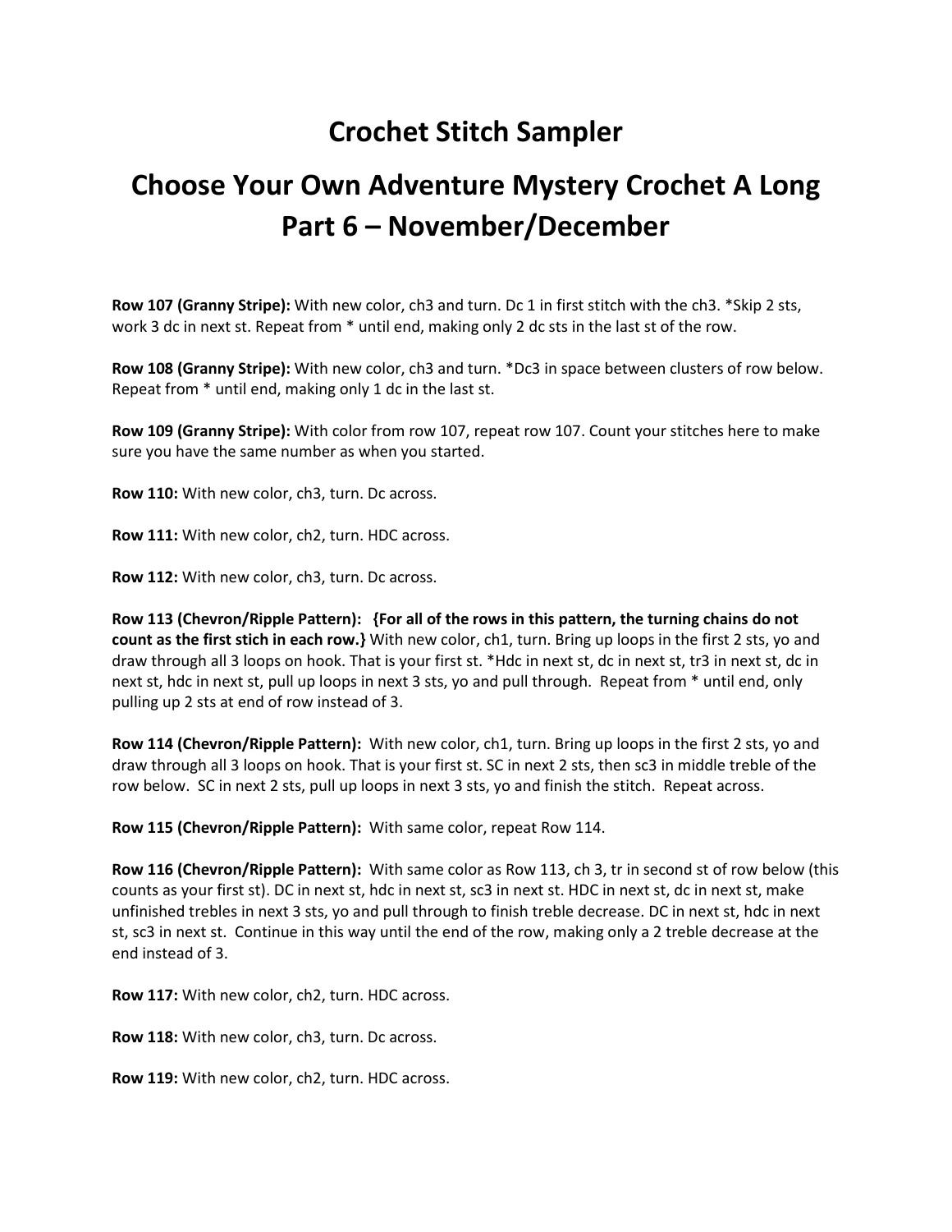# Crochet Stitch Sampler

# Choose Your Own Adventure Mystery Crochet A Long Part 6 – November/December

**Row 107 (Granny Stripe):** With new color, ch3 and turn. Dc 1 in first stitch with the ch3. *Skip 2 sts, work 3 dc in next st. Repeat from * until end, making only 2 dc sts in the last st of the row.

**Row 108 (Granny Stripe):** With new color, ch3 and turn. *Dc3 in space between clusters of row below. Repeat from * until end, making only 1 dc in the last st.

**Row 109 (Granny Stripe):** With color from row 107, repeat row 107. Count your stitches here to make sure you have the same number as when you started.

**Row 110:** With new color, ch3, turn. Dc across.

**Row 111:** With new color, ch2, turn. HDC across.

**Row 112:** With new color, ch3, turn. Dc across.

**Row 113 (Chevron/Ripple Pattern): {For all of the rows in this pattern, the turning chains do not count as the first stich in each row.}** With new color, ch1, turn. Bring up loops in the first 2 sts, yo and draw through all 3 loops on hook. That is your first st. *Hdc in next st, dc in next st, tr3 in next st, dc in next st, hdc in next st, pull up loops in next 3 sts, yo and pull through. Repeat from * until end, only pulling up 2 sts at end of row instead of 3.

**Row 114 (Chevron/Ripple Pattern):** With new color, ch1, turn. Bring up loops in the first 2 sts, yo and draw through all 3 loops on hook. That is your first st. SC in next 2 sts, then sc3 in middle treble of the row below. SC in next 2 sts, pull up loops in next 3 sts, yo and finish the stitch. Repeat across.

**Row 115 (Chevron/Ripple Pattern):** With same color, repeat Row 114.

**Row 116 (Chevron/Ripple Pattern):** With same color as Row 113, ch 3, tr in second st of row below (this counts as your first st). DC in next st, hdc in next st, sc3 in next st. HDC in next st, dc in next st, make unfinished trebles in next 3 sts, yo and pull through to finish treble decrease. DC in next st, hdc in next st, sc3 in next st. Continue in this way until the end of the row, making only a 2 treble decrease at the end instead of 3.

**Row 117:** With new color, ch2, turn. HDC across.

**Row 118:** With new color, ch3, turn. Dc across.

**Row 119:** With new color, ch2, turn. HDC across.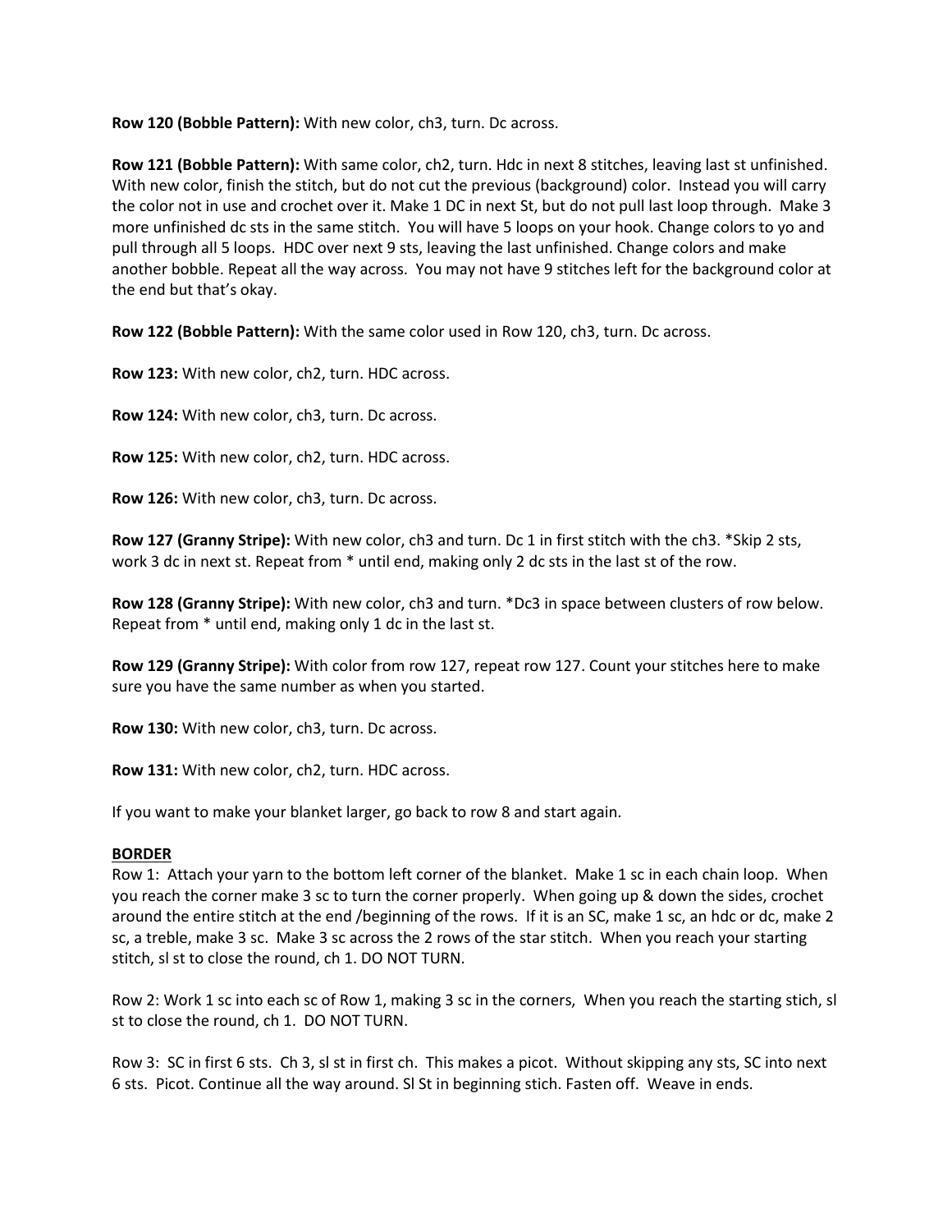**Row 120 (Bobble Pattern):** With new color, ch3, turn. Dc across.

**Row 121 (Bobble Pattern):** With same color, ch2, turn. Hdc in next 8 stitches, leaving last st unfinished. With new color, finish the stitch, but do not cut the previous (background) color. Instead you will carry the color not in use and crochet over it. Make 1 DC in next St, but do not pull last loop through. Make 3 more unfinished dc sts in the same stitch. You will have 5 loops on your hook. Change colors to yo and pull through all 5 loops. HDC over next 9 sts, leaving the last unfinished. Change colors and make another bobble. Repeat all the way across. You may not have 9 stitches left for the background color at the end but that's okay.

**Row 122 (Bobble Pattern):** With the same color used in Row 120, ch3, turn. Dc across.

**Row 123:** With new color, ch2, turn. HDC across.

**Row 124:** With new color, ch3, turn. Dc across.

**Row 125:** With new color, ch2, turn. HDC across.

**Row 126:** With new color, ch3, turn. Dc across.

**Row 127 (Granny Stripe):** With new color, ch3 and turn. Dc 1 in first stitch with the ch3. *Skip 2 sts, work 3 dc in next st. Repeat from * until end, making only 2 dc sts in the last st of the row.

**Row 128 (Granny Stripe):** With new color, ch3 and turn. *Dc3 in space between clusters of row below. Repeat from * until end, making only 1 dc in the last st.

**Row 129 (Granny Stripe):** With color from row 127, repeat row 127. Count your stitches here to make sure you have the same number as when you started.

**Row 130:** With new color, ch3, turn. Dc across.

**Row 131:** With new color, ch2, turn. HDC across.

If you want to make your blanket larger, go back to row 8 and start again.

## BORDER

Row 1: Attach your yarn to the bottom left corner of the blanket. Make 1 sc in each chain loop. When you reach the corner make 3 sc to turn the corner properly. When going up & down the sides, crochet around the entire stitch at the end /beginning of the rows. If it is an SC, make 1 sc, an hdc or dc, make 2 sc, a treble, make 3 sc. Make 3 sc across the 2 rows of the star stitch. When you reach your starting stitch, sl st to close the round, ch 1. DO NOT TURN.

Row 2: Work 1 sc into each sc of Row 1, making 3 sc in the corners, When you reach the starting stich, sl st to close the round, ch 1. DO NOT TURN.

Row 3: SC in first 6 sts. Ch 3, sl st in first ch. This makes a picot. Without skipping any sts, SC into next 6 sts. Picot. Continue all the way around. Sl St in beginning stich. Fasten off. Weave in ends.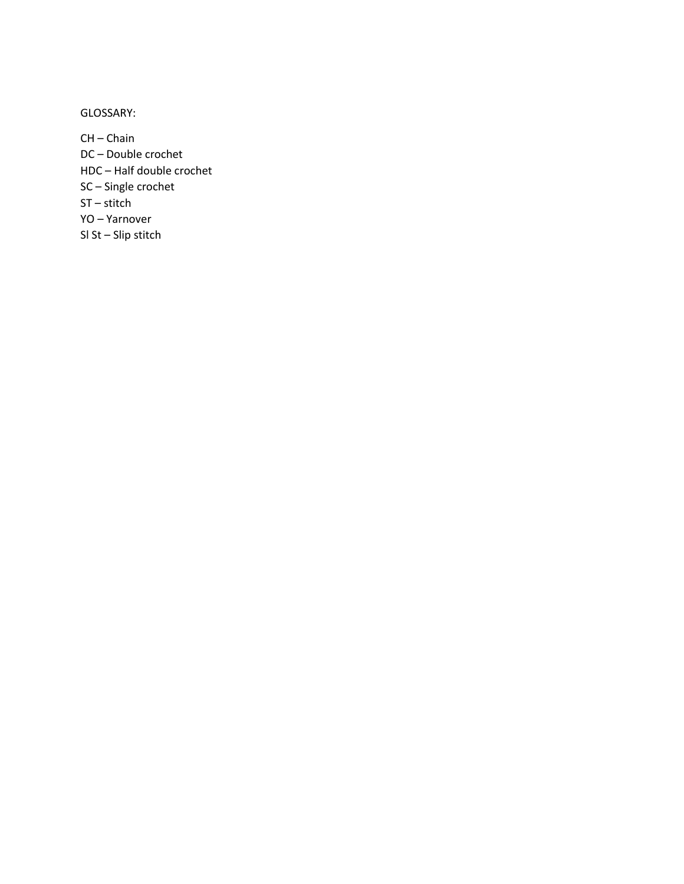GLOSSARY:

CH – Chain
DC – Double crochet
HDC – Half double crochet
SC – Single crochet
ST – stitch
YO – Yarnover
Sl St – Slip stitch